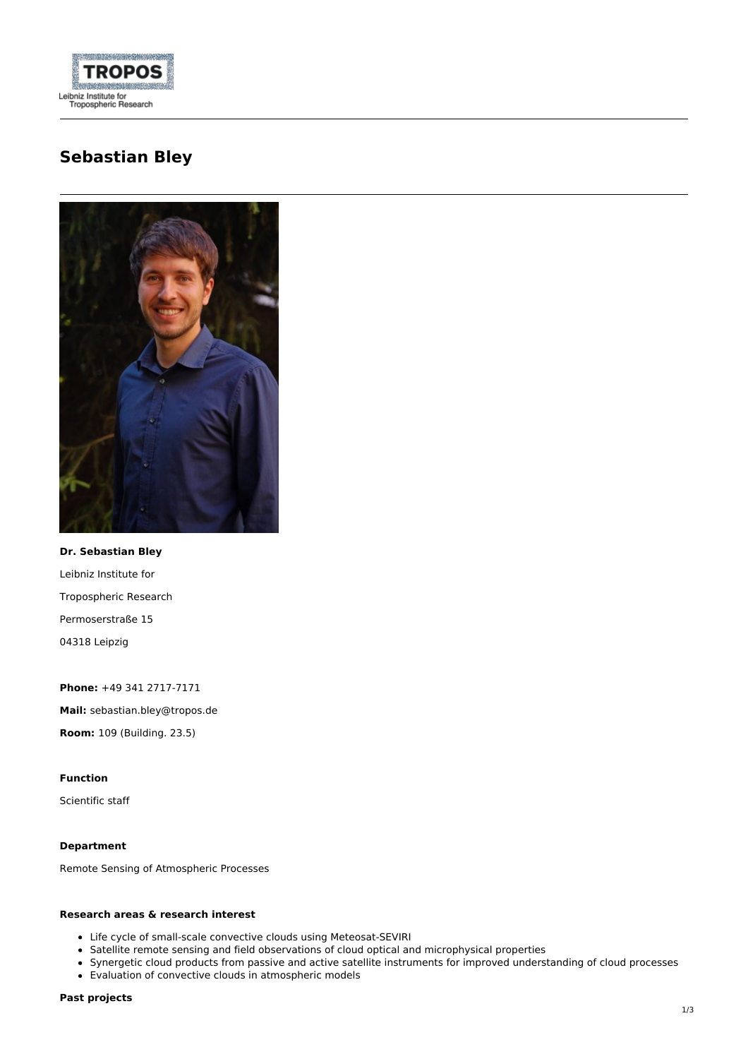# Sebastian Bley

**Dr. Sebastian Bley**

Leibniz Institute for

Tropospheric Research

Permoserstraße 15

04318 Leipzig

**Phone:** +49 341 2717-7171

**Mail:** sebastian.bley@tropos.de

**Room:** 109 (Building. 23.5)

### Function

Scientific staff

### Department

Remote Sensing of Atmospheric Processes

### Research areas & research interest

- Life cycle of small-scale convective clouds using Meteosat-SEVIRI
- Satellite remote sensing and field observations of cloud optical and microphysical properties
- Synergetic cloud products from passive and active satellite instruments for improved understanding of cloud processes
- Evaluation of convective clouds in atmospheric models

### Past projects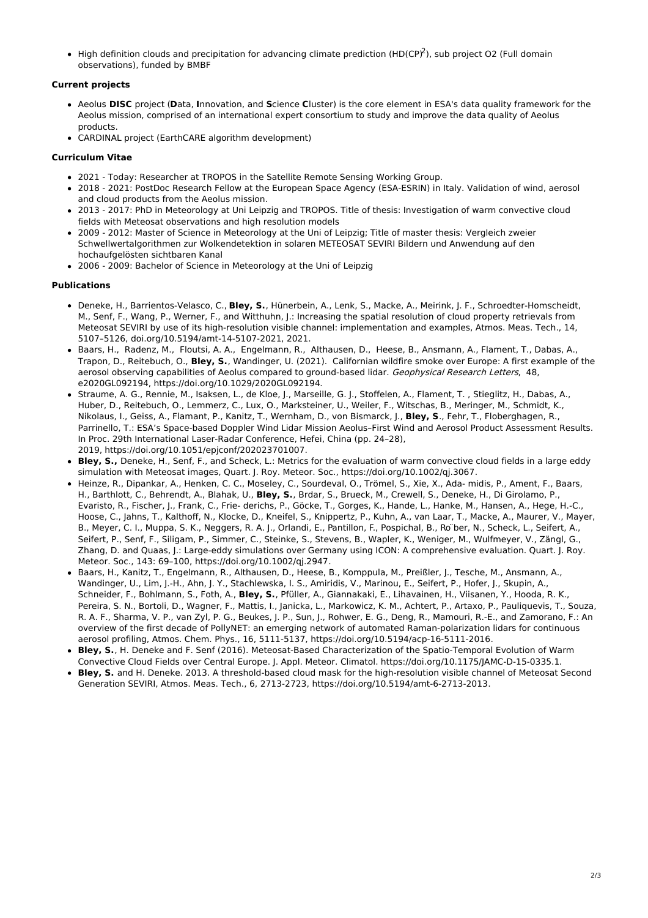- High definition clouds and precipitation for advancing climate prediction (HD(CP)$^2$), sub project O2 (Full domain observations), funded by BMBF

**Current projects**

- Aeolus **DISC** project (**D**ata, **I**nnovation, and **S**cience **C**luster) is the core element in ESA's data quality framework for the Aeolus mission, comprised of an international expert consortium to study and improve the data quality of Aeolus products.
- CARDINAL project (EarthCARE algorithm development)

**Curriculum Vitae**

- 2021 - Today: Researcher at TROPOS in the Satellite Remote Sensing Working Group.
- 2018 - 2021: PostDoc Research Fellow at the European Space Agency (ESA-ESRIN) in Italy. Validation of wind, aerosol and cloud products from the Aeolus mission.
- 2013 - 2017: PhD in Meteorology at Uni Leipzig and TROPOS. Title of thesis: Investigation of warm convective cloud fields with Meteosat observations and high resolution models
- 2009 - 2012: Master of Science in Meteorology at the Uni of Leipzig; Title of master thesis: Vergleich zweier Schwellwertalgorithmen zur Wolkendetektion in solaren METEOSAT SEVIRI Bildern und Anwendung auf den hochaufgelösten sichtbaren Kanal
- 2006 - 2009: Bachelor of Science in Meteorology at the Uni of Leipzig

**Publications**

- Deneke, H., Barrientos-Velasco, C., **Bley, S.**, Hünerbein, A., Lenk, S., Macke, A., Meirink, J. F., Schroedter-Homscheidt, M., Senf, F., Wang, P., Werner, F., and Witthuhn, J.: Increasing the spatial resolution of cloud property retrievals from Meteosat SEVIRI by use of its high-resolution visible channel: implementation and examples, Atmos. Meas. Tech., 14, 5107–5126, doi.org/10.5194/amt-14-5107-2021, 2021.
- Baars, H., Radenz, M., Floutsi, A. A., Engelmann, R., Althausen, D., Heese, B., Ansmann, A., Flament, T., Dabas, A., Trapon, D., Reitebuch, O., **Bley, S.**, Wandinger, U. (2021). Californian wildfire smoke over Europe: A first example of the aerosol observing capabilities of Aeolus compared to ground-based lidar. *Geophysical Research Letters*, 48, e2020GL092194, https://doi.org/10.1029/2020GL092194.
- Straume, A. G., Rennie, M., Isaksen, L., de Kloe, J., Marseille, G. J., Stoffelen, A., Flament, T. , Stieglitz, H., Dabas, A., Huber, D., Reitebuch, O., Lemmerz, C., Lux, O., Marksteiner, U., Weiler, F., Witschas, B., Meringer, M., Schmidt, K., Nikolaus, I., Geiss, A., Flamant, P., Kanitz, T., Wernham, D., von Bismarck, J., **Bley, S**., Fehr, T., Floberghagen, R., Parrinello, T.: ESA's Space-based Doppler Wind Lidar Mission Aeolus–First Wind and Aerosol Product Assessment Results. In Proc. 29th International Laser-Radar Conference, Hefei, China (pp. 24–28), 2019, https://doi.org/10.1051/epjconf/202023701007.
- **Bley, S.,** Deneke, H., Senf, F., and Scheck, L.: Metrics for the evaluation of warm convective cloud fields in a large eddy simulation with Meteosat images, Quart. J. Roy. Meteor. Soc., https://doi.org/10.1002/qj.3067.
- Heinze, R., Dipankar, A., Henken, C. C., Moseley, C., Sourdeval, O., Trömel, S., Xie, X., Ada- midis, P., Ament, F., Baars, H., Barthlott, C., Behrendt, A., Blahak, U., **Bley, S.**, Brdar, S., Brueck, M., Crewell, S., Deneke, H., Di Girolamo, P., Evaristo, R., Fischer, J., Frank, C., Frie- derichs, P., Göcke, T., Gorges, K., Hande, L., Hanke, M., Hansen, A., Hege, H.-C., Hoose, C., Jahns, T., Kalthoff, N., Klocke, D., Kneifel, S., Knippertz, P., Kuhn, A., van Laar, T., Macke, A., Maurer, V., Mayer, B., Meyer, C. I., Muppa, S. K., Neggers, R. A. J., Orlandi, E., Pantillon, F., Pospichal, B., Ro¨ber, N., Scheck, L., Seifert, A., Seifert, P., Senf, F., Siligam, P., Simmer, C., Steinke, S., Stevens, B., Wapler, K., Weniger, M., Wulfmeyer, V., Zängl, G., Zhang, D. and Quaas, J.: Large-eddy simulations over Germany using ICON: A comprehensive evaluation. Quart. J. Roy. Meteor. Soc., 143: 69–100, https://doi.org/10.1002/qj.2947.
- Baars, H., Kanitz, T., Engelmann, R., Althausen, D., Heese, B., Komppula, M., Preißler, J., Tesche, M., Ansmann, A., Wandinger, U., Lim, J.-H., Ahn, J. Y., Stachlewska, I. S., Amiridis, V., Marinou, E., Seifert, P., Hofer, J., Skupin, A., Schneider, F., Bohlmann, S., Foth, A., **Bley, S.**, Pfüller, A., Giannakaki, E., Lihavainen, H., Viisanen, Y., Hooda, R. K., Pereira, S. N., Bortoli, D., Wagner, F., Mattis, I., Janicka, L., Markowicz, K. M., Achtert, P., Artaxo, P., Pauliquevis, T., Souza, R. A. F., Sharma, V. P., van Zyl, P. G., Beukes, J. P., Sun, J., Rohwer, E. G., Deng, R., Mamouri, R.-E., and Zamorano, F.: An overview of the first decade of PollyNET: an emerging network of automated Raman-polarization lidars for continuous aerosol profiling, Atmos. Chem. Phys., 16, 5111-5137, https://doi.org/10.5194/acp-16-5111-2016.
- **Bley, S.**, H. Deneke and F. Senf (2016). Meteosat-Based Characterization of the Spatio-Temporal Evolution of Warm Convective Cloud Fields over Central Europe. J. Appl. Meteor. Climatol. https://doi.org/10.1175/JAMC-D-15-0335.1.
- **Bley, S.** and H. Deneke. 2013. A threshold-based cloud mask for the high-resolution visible channel of Meteosat Second Generation SEVIRI, Atmos. Meas. Tech., 6, 2713-2723, https://doi.org/10.5194/amt-6-2713-2013.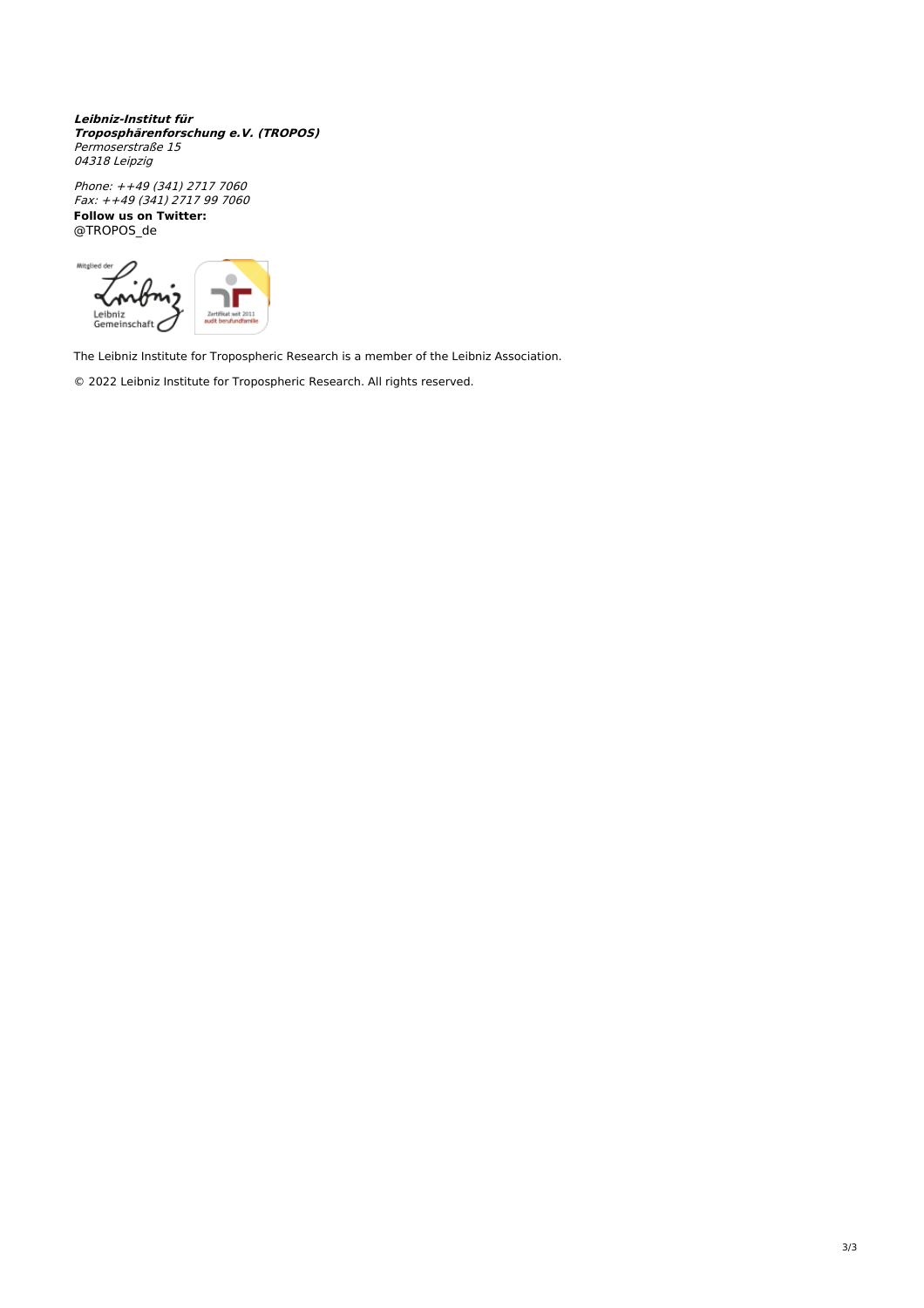***Leibniz-Institut für***
***Troposphärenforschung e.V. (TROPOS)***
*Permoserstraße 15*
*04318 Leipzig*

*Phone: ++49 (341) 2717 7060*
*Fax: ++49 (341) 2717 99 7060*
**Follow us on Twitter:**
@TROPOS_de

Mitglied der Leibniz Gemeinschaft

Zertifikat seit 2011 audit berufundfamilie

The Leibniz Institute for Tropospheric Research is a member of the Leibniz Association.

© 2022 Leibniz Institute for Tropospheric Research. All rights reserved.